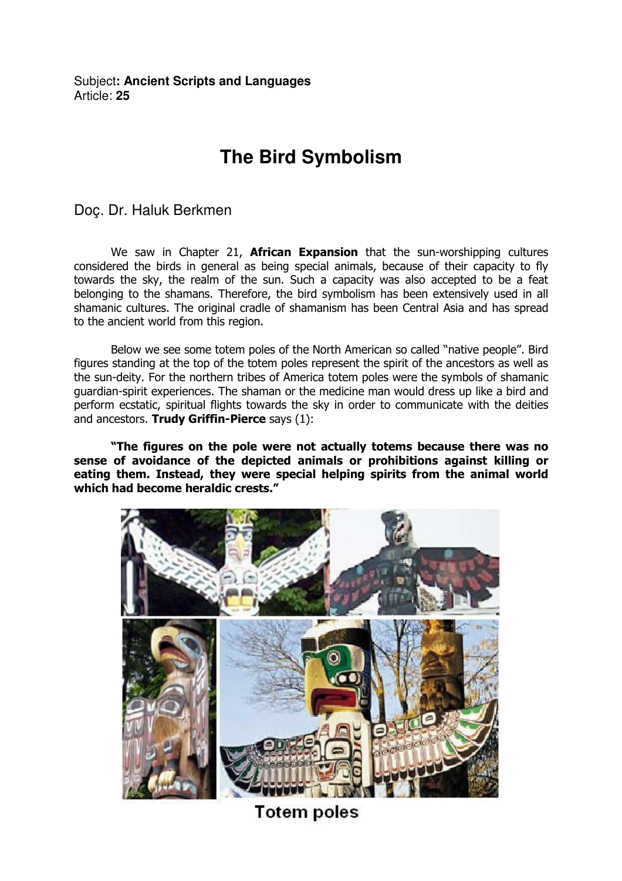Subject**: Ancient Scripts and Languages**
Article: **25**

# The Bird Symbolism

Doç. Dr. Haluk Berkmen

We saw in Chapter 21, **African Expansion** that the sun-worshipping cultures considered the birds in general as being special animals, because of their capacity to fly towards the sky, the realm of the sun. Such a capacity was also accepted to be a feat belonging to the shamans. Therefore, the bird symbolism has been extensively used in all shamanic cultures. The original cradle of shamanism has been Central Asia and has spread to the ancient world from this region.

Below we see some totem poles of the North American so called "native people". Bird figures standing at the top of the totem poles represent the spirit of the ancestors as well as the sun-deity. For the northern tribes of America totem poles were the symbols of shamanic guardian-spirit experiences. The shaman or the medicine man would dress up like a bird and perform ecstatic, spiritual flights towards the sky in order to communicate with the deities and ancestors. **Trudy Griffin-Pierce** says (1):

**"The figures on the pole were not actually totems because there was no sense of avoidance of the depicted animals or prohibitions against killing or eating them. Instead, they were special helping spirits from the animal world which had become heraldic crests."**

Totem poles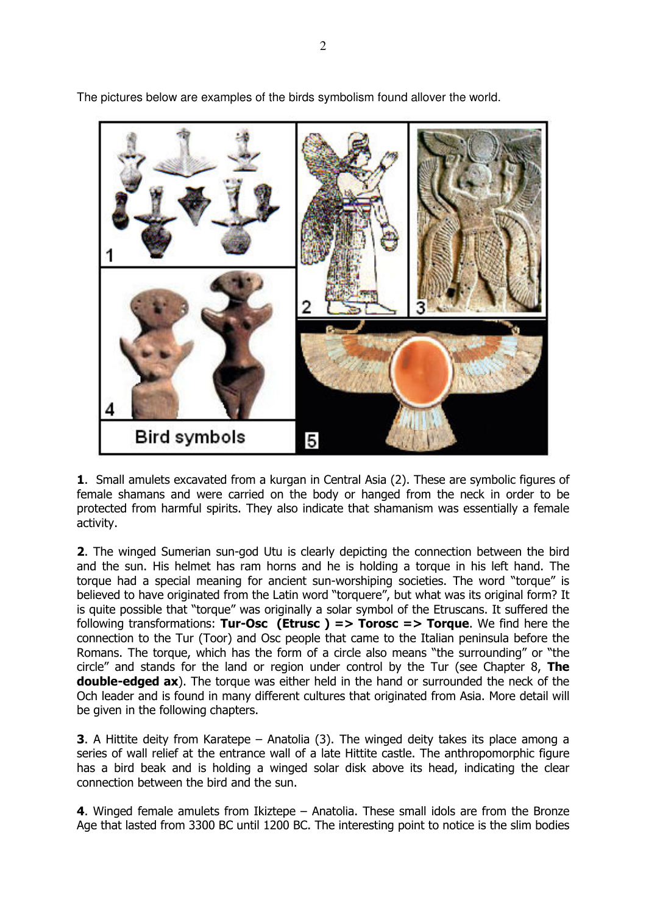The pictures below are examples of the birds symbolism found allover the world.

**1**. Small amulets excavated from a kurgan in Central Asia (2). These are symbolic figures of female shamans and were carried on the body or hanged from the neck in order to be protected from harmful spirits. They also indicate that shamanism was essentially a female activity.

**2**. The winged Sumerian sun-god Utu is clearly depicting the connection between the bird and the sun. His helmet has ram horns and he is holding a torque in his left hand. The torque had a special meaning for ancient sun-worshiping societies. The word "torque" is believed to have originated from the Latin word "torquere", but what was its original form? It is quite possible that "torque" was originally a solar symbol of the Etruscans. It suffered the following transformations: **Tur-Osc (Etrusc ) => Torosc => Torque**. We find here the connection to the Tur (Toor) and Osc people that came to the Italian peninsula before the Romans. The torque, which has the form of a circle also means "the surrounding" or "the circle" and stands for the land or region under control by the Tur (see Chapter 8, **The double-edged ax**). The torque was either held in the hand or surrounded the neck of the Och leader and is found in many different cultures that originated from Asia. More detail will be given in the following chapters.

**3**. A Hittite deity from Karatepe – Anatolia (3). The winged deity takes its place among a series of wall relief at the entrance wall of a late Hittite castle. The anthropomorphic figure has a bird beak and is holding a winged solar disk above its head, indicating the clear connection between the bird and the sun.

**4**. Winged female amulets from Ikiztepe – Anatolia. These small idols are from the Bronze Age that lasted from 3300 BC until 1200 BC. The interesting point to notice is the slim bodies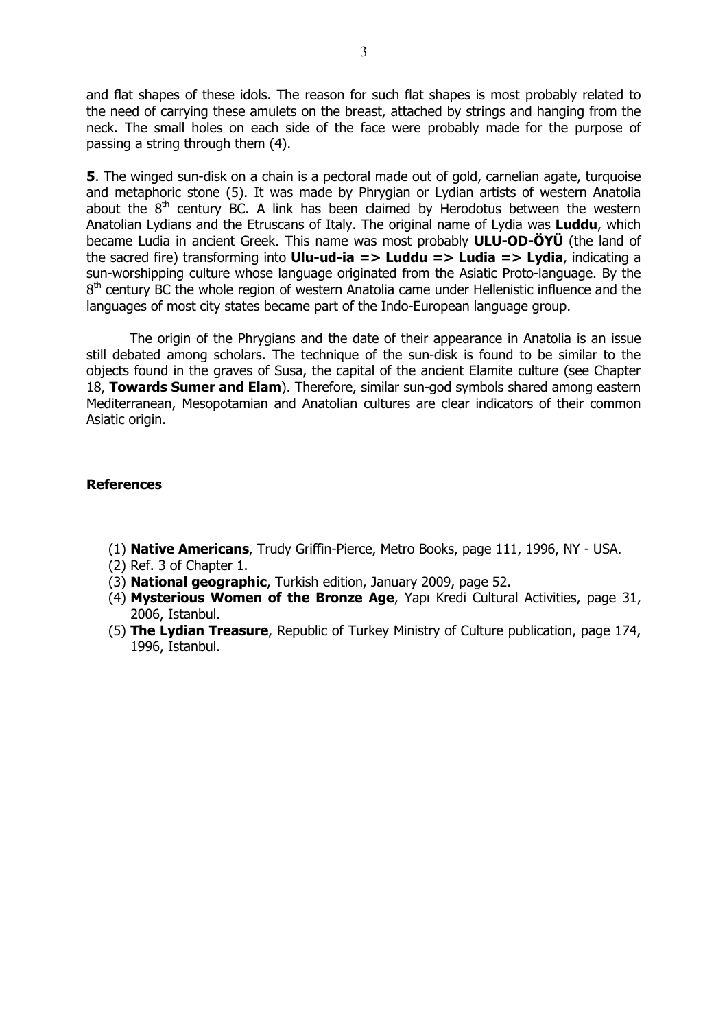and flat shapes of these idols. The reason for such flat shapes is most probably related to the need of carrying these amulets on the breast, attached by strings and hanging from the neck. The small holes on each side of the face were probably made for the purpose of passing a string through them (4).

**5**. The winged sun-disk on a chain is a pectoral made out of gold, carnelian agate, turquoise and metaphoric stone (5). It was made by Phrygian or Lydian artists of western Anatolia about the 8th century BC. A link has been claimed by Herodotus between the western Anatolian Lydians and the Etruscans of Italy. The original name of Lydia was **Luddu**, which became Ludia in ancient Greek. This name was most probably **ULU-OD-ÖYÜ** (the land of the sacred fire) transforming into **Ulu-ud-ia => Luddu => Ludia => Lydia**, indicating a sun-worshipping culture whose language originated from the Asiatic Proto-language. By the 8th century BC the whole region of western Anatolia came under Hellenistic influence and the languages of most city states became part of the Indo-European language group.

The origin of the Phrygians and the date of their appearance in Anatolia is an issue still debated among scholars. The technique of the sun-disk is found to be similar to the objects found in the graves of Susa, the capital of the ancient Elamite culture (see Chapter 18, **Towards Sumer and Elam**). Therefore, similar sun-god symbols shared among eastern Mediterranean, Mesopotamian and Anatolian cultures are clear indicators of their common Asiatic origin.

## References

(1) **Native Americans**, Trudy Griffin-Pierce, Metro Books, page 111, 1996, NY - USA.
(2) Ref. 3 of Chapter 1.
(3) **National geographic**, Turkish edition, January 2009, page 52.
(4) **Mysterious Women of the Bronze Age**, Yapı Kredi Cultural Activities, page 31, 2006, Istanbul.
(5) **The Lydian Treasure**, Republic of Turkey Ministry of Culture publication, page 174, 1996, Istanbul.